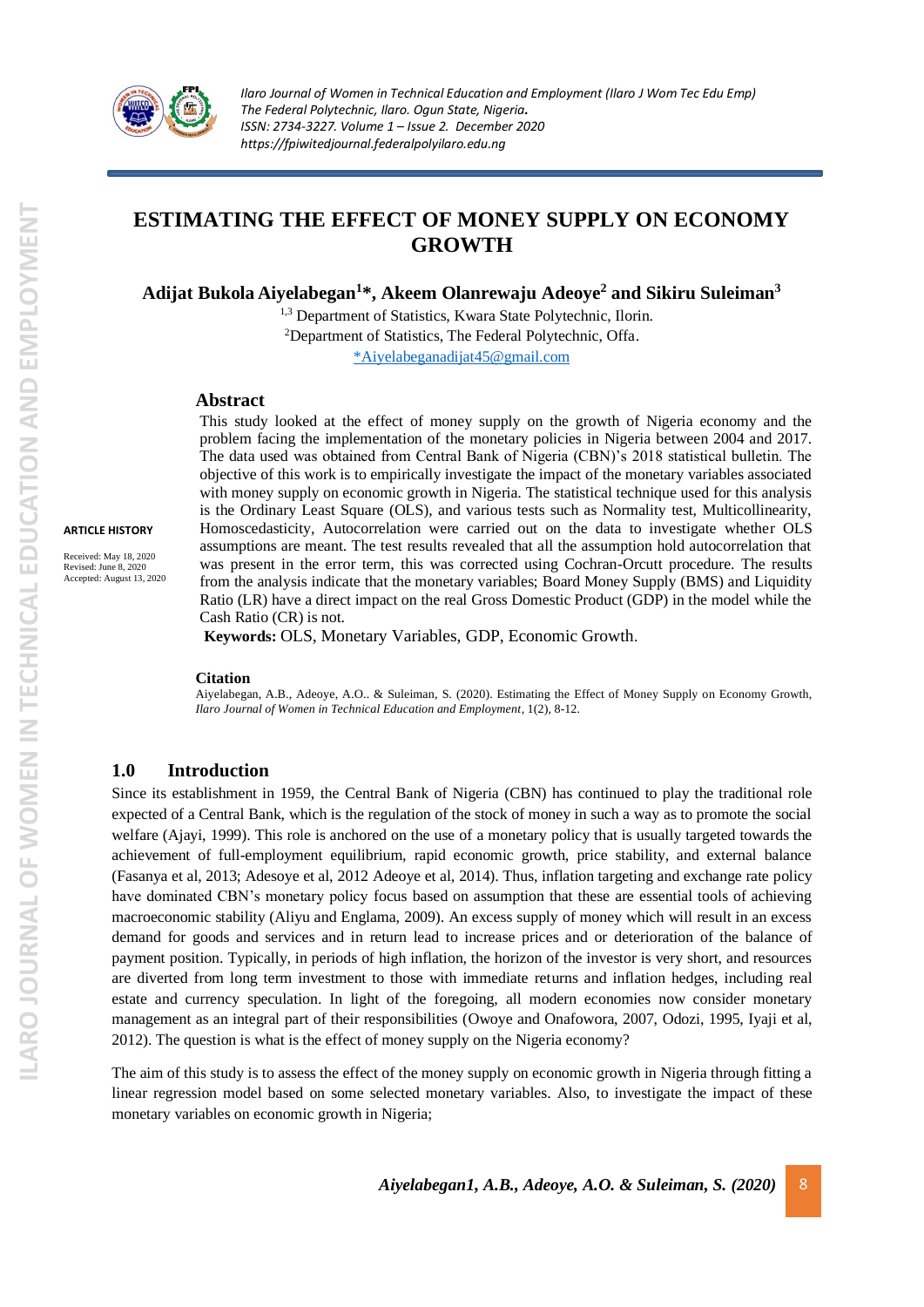# ESTIMATING THE EFFECT OF MONEY SUPPLY ON ECONOMY GROWTH

**Adijat Bukola Aiyelabegan[1]*, Akeem Olanrewaju Adeoye[2] and Sikiru Suleiman[3]**

[1,3] Department of Statistics, Kwara State Polytechnic, Ilorin.
[2]Department of Statistics, The Federal Polytechnic, Offa.
*Aiyelabeganadijat45@gmail.com

**ARTICLE HISTORY**

Received: May 18, 2020
Revised: June 8, 2020
Accepted: August 13, 2020

## Abstract

This study looked at the effect of money supply on the growth of Nigeria economy and the problem facing the implementation of the monetary policies in Nigeria between 2004 and 2017. The data used was obtained from Central Bank of Nigeria (CBN)'s 2018 statistical bulletin. The objective of this work is to empirically investigate the impact of the monetary variables associated with money supply on economic growth in Nigeria. The statistical technique used for this analysis is the Ordinary Least Square (OLS), and various tests such as Normality test, Multicollinearity, Homoscedasticity, Autocorrelation were carried out on the data to investigate whether OLS assumptions are meant. The test results revealed that all the assumption hold autocorrelation that was present in the error term, this was corrected using Cochran-Orcutt procedure. The results from the analysis indicate that the monetary variables; Board Money Supply (BMS) and Liquidity Ratio (LR) have a direct impact on the real Gross Domestic Product (GDP) in the model while the Cash Ratio (CR) is not.

**Keywords:** OLS, Monetary Variables, GDP, Economic Growth.

**Citation**

Aiyelabegan, A.B., Adeoye, A.O.. & Suleiman, S. (2020). Estimating the Effect of Money Supply on Economy Growth, *Ilaro Journal of Women in Technical Education and Employment*, 1(2), 8-12.

## 1.0 Introduction

Since its establishment in 1959, the Central Bank of Nigeria (CBN) has continued to play the traditional role expected of a Central Bank, which is the regulation of the stock of money in such a way as to promote the social welfare (Ajayi, 1999). This role is anchored on the use of a monetary policy that is usually targeted towards the achievement of full-employment equilibrium, rapid economic growth, price stability, and external balance (Fasanya et al, 2013; Adesoye et al, 2012 Adeoye et al, 2014). Thus, inflation targeting and exchange rate policy have dominated CBN's monetary policy focus based on assumption that these are essential tools of achieving macroeconomic stability (Aliyu and Englama, 2009). An excess supply of money which will result in an excess demand for goods and services and in return lead to increase prices and or deterioration of the balance of payment position. Typically, in periods of high inflation, the horizon of the investor is very short, and resources are diverted from long term investment to those with immediate returns and inflation hedges, including real estate and currency speculation. In light of the foregoing, all modern economies now consider monetary management as an integral part of their responsibilities (Owoye and Onafowora, 2007, Odozi, 1995, Iyaji et al, 2012). The question is what is the effect of money supply on the Nigeria economy?

The aim of this study is to assess the effect of the money supply on economic growth in Nigeria through fitting a linear regression model based on some selected monetary variables. Also, to investigate the impact of these monetary variables on economic growth in Nigeria;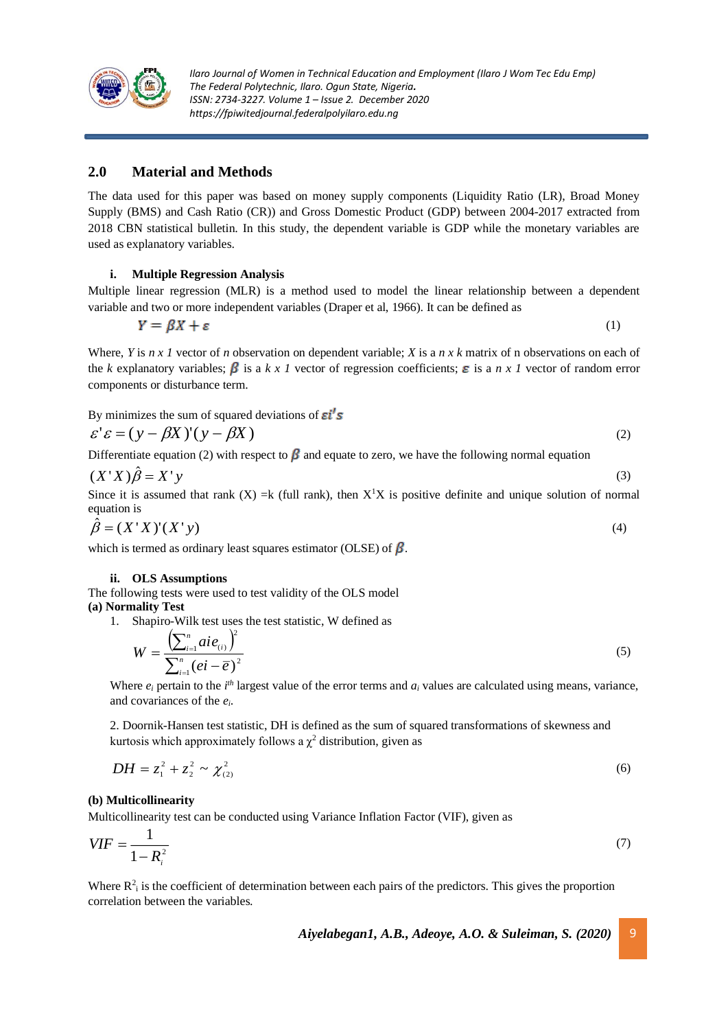## 2.0 Material and Methods

The data used for this paper was based on money supply components (Liquidity Ratio (LR), Broad Money Supply (BMS) and Cash Ratio (CR)) and Gross Domestic Product (GDP) between 2004-2017 extracted from 2018 CBN statistical bulletin. In this study, the dependent variable is GDP while the monetary variables are used as explanatory variables.

### i. Multiple Regression Analysis

Multiple linear regression (MLR) is a method used to model the linear relationship between a dependent variable and two or more independent variables (Draper et al, 1966). It can be defined as

$$Y = \beta X + \varepsilon \tag{1}$$

Where, $Y$ is $n \times 1$ vector of $n$ observation on dependent variable; $X$ is a $n \times k$ matrix of n observations on each of the $k$ explanatory variables; $\beta$ is a $k \times 1$ vector of regression coefficients; $\varepsilon$ is a $n \times 1$ vector of random error components or disturbance term.

By minimizes the sum of squared deviations of $\varepsilon i's$

$$\varepsilon'\varepsilon = (y - \beta X)'(y - \beta X) \tag{2}$$

Differentiate equation (2) with respect to $\beta$ and equate to zero, we have the following normal equation

$$(X'X)\hat{\beta} = X'y \tag{3}$$

Since it is assumed that rank (X) =k (full rank), then $X^1X$ is positive definite and unique solution of normal equation is

$$\hat{\beta} = (X'X)'(X'y) \tag{4}$$

which is termed as ordinary least squares estimator (OLSE) of $\beta$.

### ii. OLS Assumptions

The following tests were used to test validity of the OLS model

**(a) Normality Test**

1. Shapiro-Wilk test uses the test statistic, W defined as

$$W = \frac{\left(\sum_{i=1}^{n} a i e_{(i)}\right)^2}{\sum_{i=1}^{n}(ei - \bar{e})^2} \tag{5}$$

Where $e_i$ pertain to the $i^{th}$ largest value of the error terms and $a_i$ values are calculated using means, variance, and covariances of the $e_i$.

2. Doornik-Hansen test statistic, DH is defined as the sum of squared transformations of skewness and kurtosis which approximately follows a $\chi^2$ distribution, given as

$$DH = z_1^2 + z_2^2 \sim \chi^2_{(2)} \tag{6}$$

**(b) Multicollinearity**

Multicollinearity test can be conducted using Variance Inflation Factor (VIF), given as

$$VIF = \frac{1}{1 - R_i^2} \tag{7}$$

Where $R^2_i$ is the coefficient of determination between each pairs of the predictors. This gives the proportion correlation between the variables.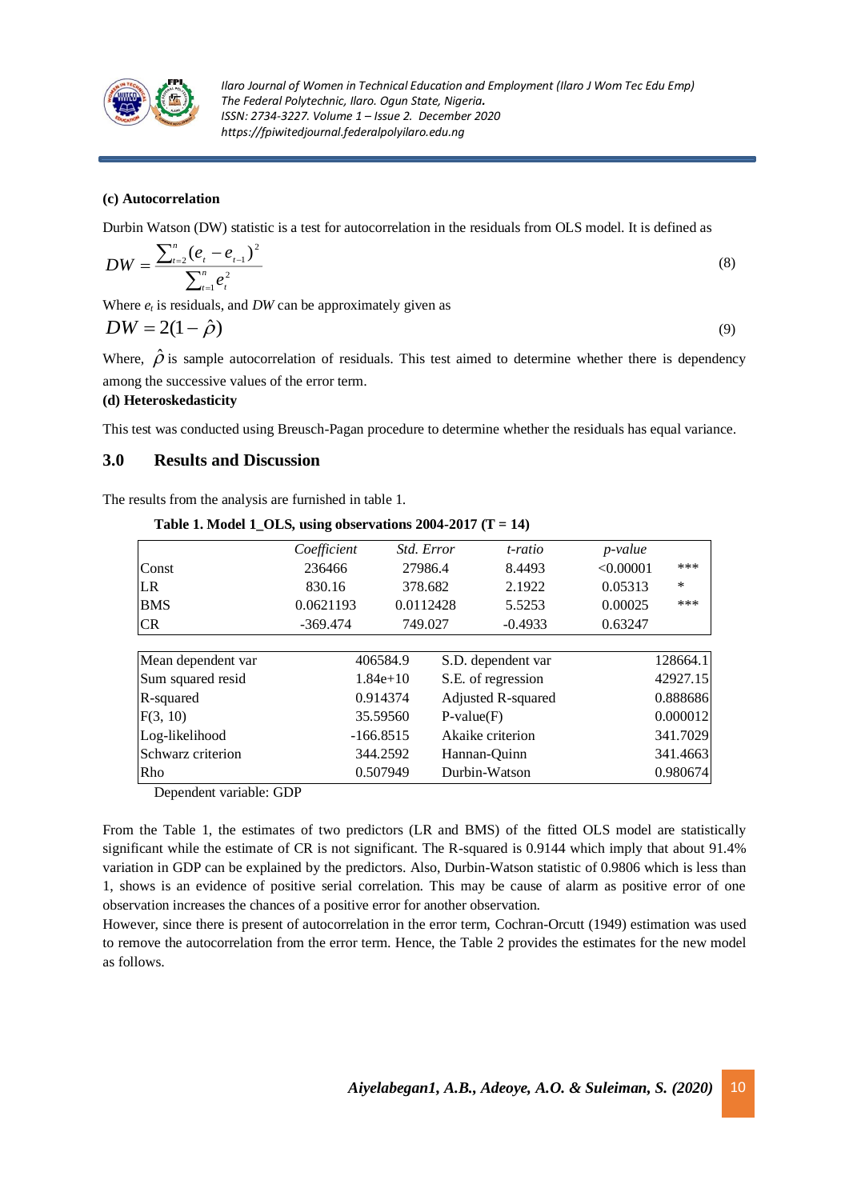**(c) Autocorrelation**

Durbin Watson (DW) statistic is a test for autocorrelation in the residuals from OLS model. It is defined as

$$DW = \frac{\sum_{t=2}^{n}(e_t - e_{t-1})^2}{\sum_{t=1}^{n} e_t^2} \tag{8}$$

Where $e_t$ is residuals, and $DW$ can be approximately given as

$$DW = 2(1-\hat{\rho}) \tag{9}$$

Where, $\hat{\rho}$ is sample autocorrelation of residuals. This test aimed to determine whether there is dependency among the successive values of the error term.

**(d) Heteroskedasticity**

This test was conducted using Breusch-Pagan procedure to determine whether the residuals has equal variance.

## 3.0 Results and Discussion

The results from the analysis are furnished in table 1.

**Table 1. Model 1_OLS, using observations 2004-2017 (T = 14)**

| | *Coefficient* | *Std. Error* | *t-ratio* | *p-value* | |
|---|---|---|---|---|---|
| Const | 236466 | 27986.4 | 8.4493 | <0.00001 | *** |
| LR | 830.16 | 378.682 | 2.1922 | 0.05313 | * |
| BMS | 0.0621193 | 0.0112428 | 5.5253 | 0.00025 | *** |
| CR | -369.474 | 749.027 | -0.4933 | 0.63247 | |

| | | | |
|---|---|---|---|
| Mean dependent var | 406584.9 | S.D. dependent var | 128664.1 |
| Sum squared resid | 1.84e+10 | S.E. of regression | 42927.15 |
| R-squared | 0.914374 | Adjusted R-squared | 0.888686 |
| F(3, 10) | 35.59560 | P-value(F) | 0.000012 |
| Log-likelihood | -166.8515 | Akaike criterion | 341.7029 |
| Schwarz criterion | 344.2592 | Hannan-Quinn | 341.4663 |
| Rho | 0.507949 | Durbin-Watson | 0.980674 |

Dependent variable: GDP

From the Table 1, the estimates of two predictors (LR and BMS) of the fitted OLS model are statistically significant while the estimate of CR is not significant. The R-squared is 0.9144 which imply that about 91.4% variation in GDP can be explained by the predictors. Also, Durbin-Watson statistic of 0.9806 which is less than 1, shows is an evidence of positive serial correlation. This may be cause of alarm as positive error of one observation increases the chances of a positive error for another observation.

However, since there is present of autocorrelation in the error term, Cochran-Orcutt (1949) estimation was used to remove the autocorrelation from the error term. Hence, the Table 2 provides the estimates for the new model as follows.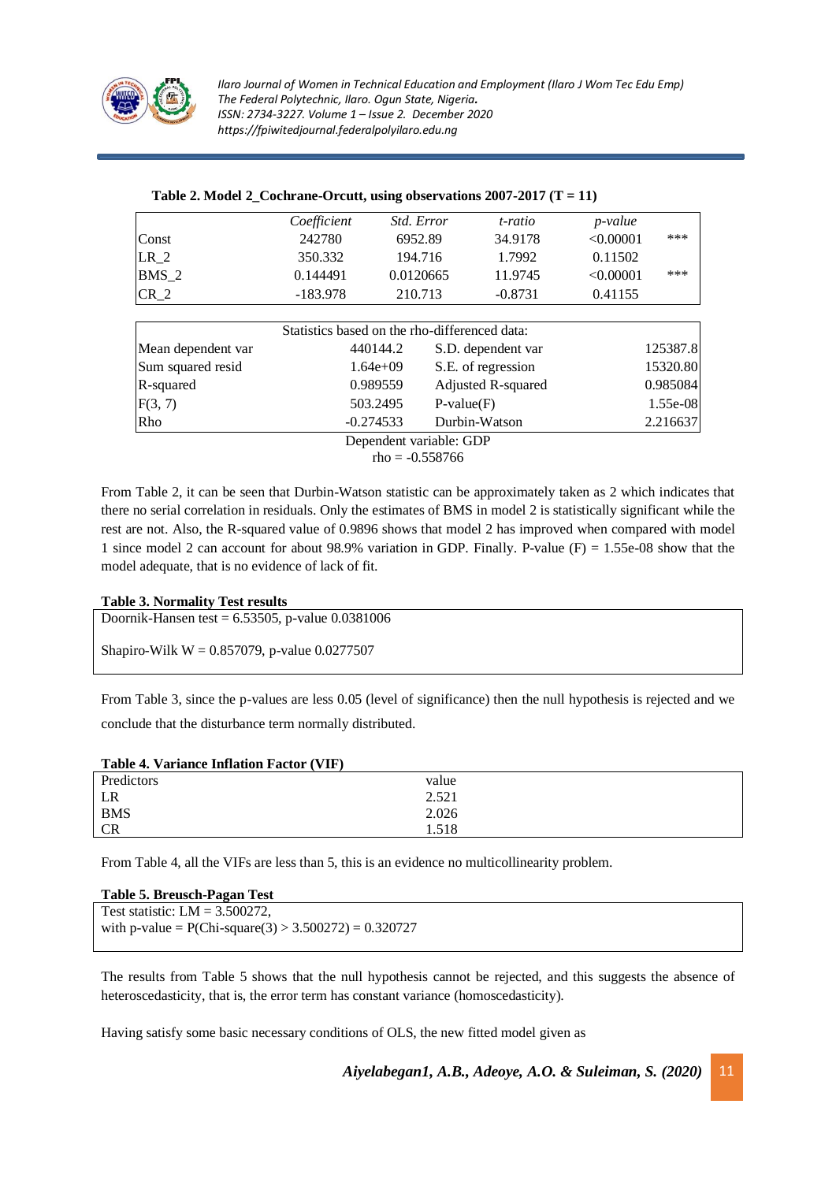**Table 2. Model 2_Cochrane-Orcutt, using observations 2007-2017 (T = 11)**

| | *Coefficient* | *Std. Error* | *t-ratio* | *p-value* | |
|---|---|---|---|---|---|
| Const | 242780 | 6952.89 | 34.9178 | <0.00001 | *** |
| LR_2 | 350.332 | 194.716 | 1.7992 | 0.11502 | |
| BMS_2 | 0.144491 | 0.0120665 | 11.9745 | <0.00001 | *** |
| CR_2 | -183.978 | 210.713 | -0.8731 | 0.41155 | |

| Statistics based on the rho-differenced data: | | | |
|---|---|---|---|
| Mean dependent var | 440144.2 | S.D. dependent var | 125387.8 |
| Sum squared resid | 1.64e+09 | S.E. of regression | 15320.80 |
| R-squared | 0.989559 | Adjusted R-squared | 0.985084 |
| F(3, 7) | 503.2495 | P-value(F) | 1.55e-08 |
| Rho | -0.274533 | Durbin-Watson | 2.216637 |

Dependent variable: GDP
rho = -0.558766

From Table 2, it can be seen that Durbin-Watson statistic can be approximately taken as 2 which indicates that there no serial correlation in residuals. Only the estimates of BMS in model 2 is statistically significant while the rest are not. Also, the R-squared value of 0.9896 shows that model 2 has improved when compared with model 1 since model 2 can account for about 98.9% variation in GDP. Finally. P-value (F) = 1.55e-08 show that the model adequate, that is no evidence of lack of fit.

**Table 3. Normality Test results**

Doornik-Hansen test = 6.53505, p-value 0.0381006

Shapiro-Wilk W = 0.857079, p-value 0.0277507

From Table 3, since the p-values are less 0.05 (level of significance) then the null hypothesis is rejected and we conclude that the disturbance term normally distributed.

**Table 4. Variance Inflation Factor (VIF)**

| Predictors | value |
|---|---|
| LR | 2.521 |
| BMS | 2.026 |
| CR | 1.518 |

From Table 4, all the VIFs are less than 5, this is an evidence no multicollinearity problem.

**Table 5. Breusch-Pagan Test**

Test statistic: LM = 3.500272,
with p-value = P(Chi-square(3) > 3.500272) = 0.320727

The results from Table 5 shows that the null hypothesis cannot be rejected, and this suggests the absence of heteroscedasticity, that is, the error term has constant variance (homoscedasticity).

Having satisfy some basic necessary conditions of OLS, the new fitted model given as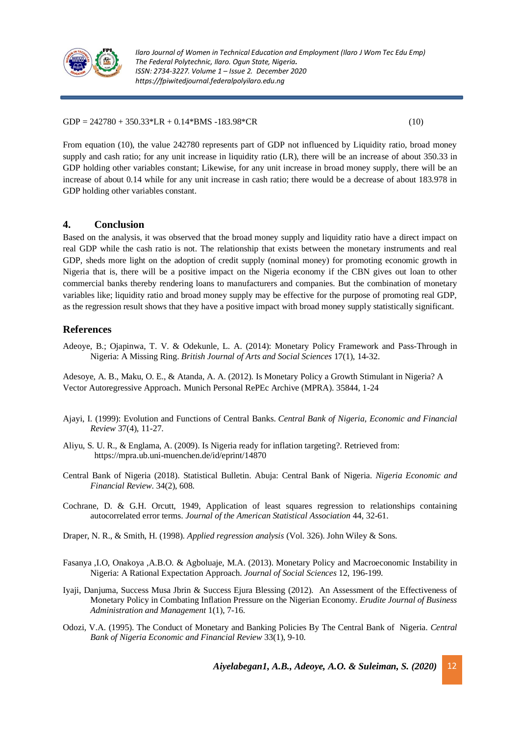$$GDP = 242780 + 350.33*LR + 0.14*BMS - 183.98*CR \quad (10)$$

From equation (10), the value 242780 represents part of GDP not influenced by Liquidity ratio, broad money supply and cash ratio; for any unit increase in liquidity ratio (LR), there will be an increase of about 350.33 in GDP holding other variables constant; Likewise, for any unit increase in broad money supply, there will be an increase of about 0.14 while for any unit increase in cash ratio; there would be a decrease of about 183.978 in GDP holding other variables constant.

## 4. Conclusion

Based on the analysis, it was observed that the broad money supply and liquidity ratio have a direct impact on real GDP while the cash ratio is not. The relationship that exists between the monetary instruments and real GDP, sheds more light on the adoption of credit supply (nominal money) for promoting economic growth in Nigeria that is, there will be a positive impact on the Nigeria economy if the CBN gives out loan to other commercial banks thereby rendering loans to manufacturers and companies. But the combination of monetary variables like; liquidity ratio and broad money supply may be effective for the purpose of promoting real GDP, as the regression result shows that they have a positive impact with broad money supply statistically significant.

## References

Adeoye, B.; Ojapinwa, T. V. & Odekunle, L. A. (2014): Monetary Policy Framework and Pass-Through in Nigeria: A Missing Ring. *British Journal of Arts and Social Sciences* 17(1), 14-32.

Adesoye, A. B., Maku, O. E., & Atanda, A. A. (2012). Is Monetary Policy a Growth Stimulant in Nigeria? A Vector Autoregressive Approach. Munich Personal RePEc Archive (MPRA). 35844, 1-24

Ajayi, I. (1999): Evolution and Functions of Central Banks. *Central Bank of Nigeria, Economic and Financial Review* 37(4), 11-27.

Aliyu, S. U. R., & Englama, A. (2009). Is Nigeria ready for inflation targeting?. Retrieved from: https://mpra.ub.uni-muenchen.de/id/eprint/14870

Central Bank of Nigeria (2018). Statistical Bulletin. Abuja: Central Bank of Nigeria. *Nigeria Economic and Financial Review*. 34(2), 608.

Cochrane, D. & G.H. Orcutt, 1949, Application of least squares regression to relationships containing autocorrelated error terms. *Journal of the American Statistical Association* 44, 32-61.

Draper, N. R., & Smith, H. (1998). *Applied regression analysis* (Vol. 326). John Wiley & Sons.

Fasanya ,I.O, Onakoya ,A.B.O. & Agboluaje, M.A. (2013). Monetary Policy and Macroeconomic Instability in Nigeria: A Rational Expectation Approach. *Journal of Social Sciences* 12, 196-199.

Iyaji, Danjuma, Success Musa Jbrin & Success Ejura Blessing (2012). An Assessment of the Effectiveness of Monetary Policy in Combating Inflation Pressure on the Nigerian Economy. *Erudite Journal of Business Administration and Management* 1(1), 7-16.

Odozi, V.A. (1995). The Conduct of Monetary and Banking Policies By The Central Bank of Nigeria. *Central Bank of Nigeria Economic and Financial Review* 33(1), 9-10.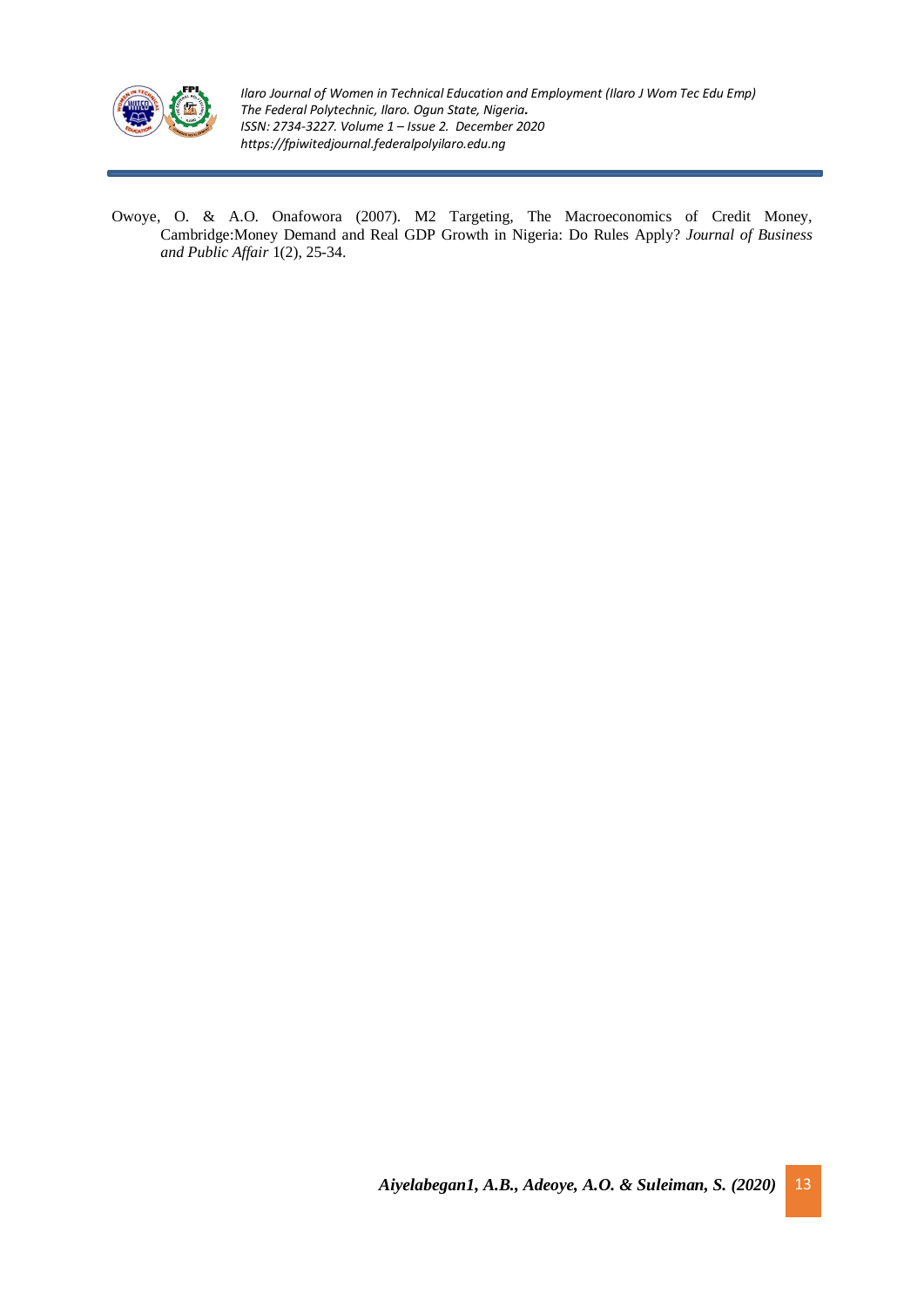Owoye, O. & A.O. Onafowora (2007). M2 Targeting, The Macroeconomics of Credit Money, Cambridge:Money Demand and Real GDP Growth in Nigeria: Do Rules Apply? *Journal of Business and Public Affair* 1(2), 25-34.